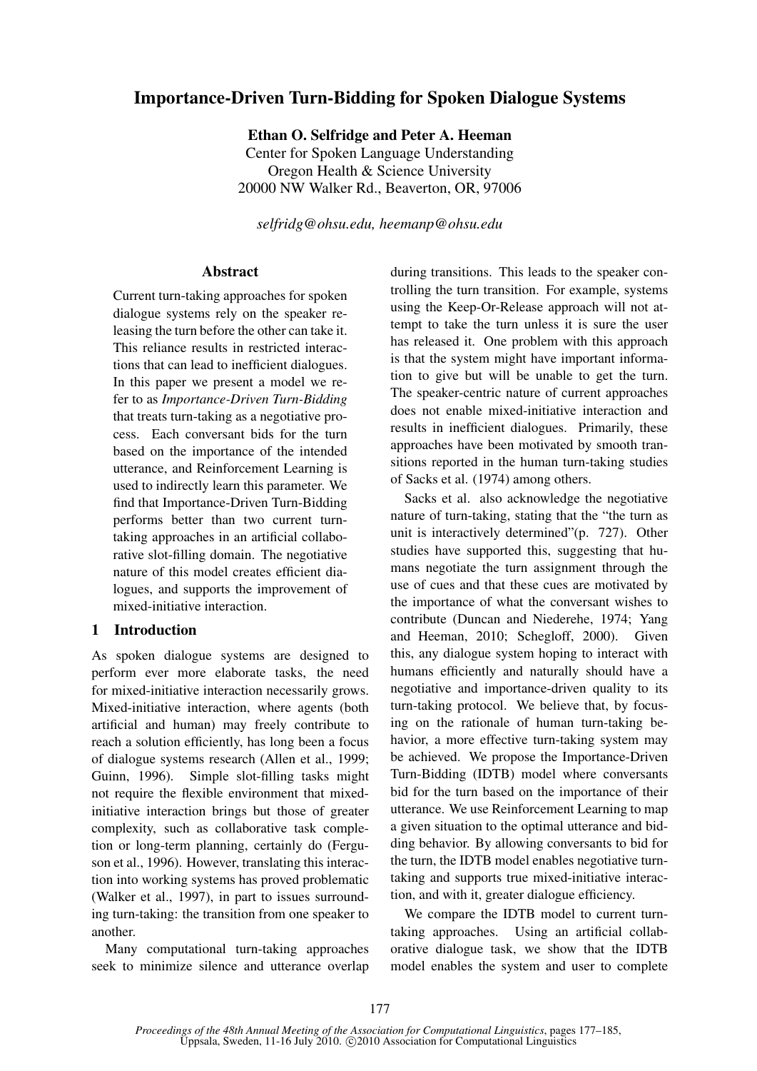# Importance-Driven Turn-Bidding for Spoken Dialogue Systems

**Ethan O. Selfridge and Peter A. Heeman**
Center for Spoken Language Understanding
Oregon Health & Science University
20000 NW Walker Rd., Beaverton, OR, 97006

*selfridg@ohsu.edu, heemanp@ohsu.edu*

## Abstract

Current turn-taking approaches for spoken dialogue systems rely on the speaker releasing the turn before the other can take it. This reliance results in restricted interactions that can lead to inefficient dialogues. In this paper we present a model we refer to as *Importance-Driven Turn-Bidding* that treats turn-taking as a negotiative process. Each conversant bids for the turn based on the importance of the intended utterance, and Reinforcement Learning is used to indirectly learn this parameter. We find that Importance-Driven Turn-Bidding performs better than two current turn-taking approaches in an artificial collaborative slot-filling domain. The negotiative nature of this model creates efficient dialogues, and supports the improvement of mixed-initiative interaction.

## 1 Introduction

As spoken dialogue systems are designed to perform ever more elaborate tasks, the need for mixed-initiative interaction necessarily grows. Mixed-initiative interaction, where agents (both artificial and human) may freely contribute to reach a solution efficiently, has long been a focus of dialogue systems research (Allen et al., 1999; Guinn, 1996). Simple slot-filling tasks might not require the flexible environment that mixed-initiative interaction brings but those of greater complexity, such as collaborative task completion or long-term planning, certainly do (Ferguson et al., 1996). However, translating this interaction into working systems has proved problematic (Walker et al., 1997), in part to issues surrounding turn-taking: the transition from one speaker to another.

Many computational turn-taking approaches seek to minimize silence and utterance overlap during transitions. This leads to the speaker controlling the turn transition. For example, systems using the Keep-Or-Release approach will not attempt to take the turn unless it is sure the user has released it. One problem with this approach is that the system might have important information to give but will be unable to get the turn. The speaker-centric nature of current approaches does not enable mixed-initiative interaction and results in inefficient dialogues. Primarily, these approaches have been motivated by smooth transitions reported in the human turn-taking studies of Sacks et al. (1974) among others.

Sacks et al. also acknowledge the negotiative nature of turn-taking, stating that the "the turn as unit is interactively determined"(p. 727). Other studies have supported this, suggesting that humans negotiate the turn assignment through the use of cues and that these cues are motivated by the importance of what the conversant wishes to contribute (Duncan and Niederehe, 1974; Yang and Heeman, 2010; Schegloff, 2000). Given this, any dialogue system hoping to interact with humans efficiently and naturally should have a negotiative and importance-driven quality to its turn-taking protocol. We believe that, by focusing on the rationale of human turn-taking behavior, a more effective turn-taking system may be achieved. We propose the Importance-Driven Turn-Bidding (IDTB) model where conversants bid for the turn based on the importance of their utterance. We use Reinforcement Learning to map a given situation to the optimal utterance and bidding behavior. By allowing conversants to bid for the turn, the IDTB model enables negotiative turn-taking and supports true mixed-initiative interaction, and with it, greater dialogue efficiency.

We compare the IDTB model to current turn-taking approaches. Using an artificial collaborative dialogue task, we show that the IDTB model enables the system and user to complete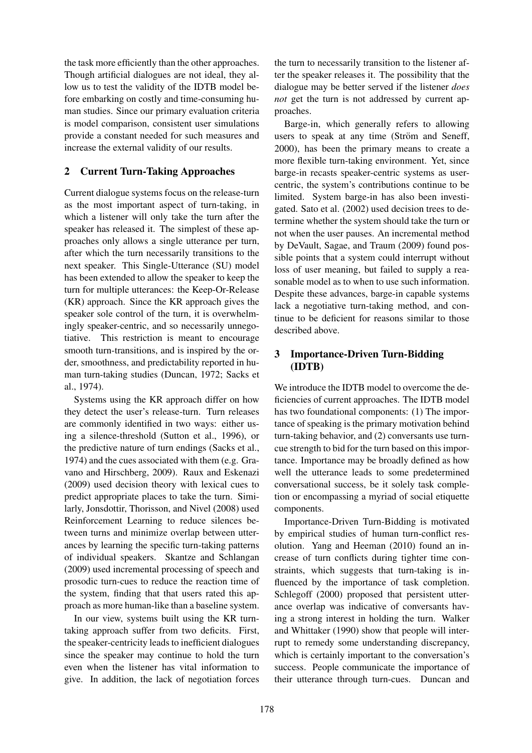the task more efficiently than the other approaches. Though artificial dialogues are not ideal, they allow us to test the validity of the IDTB model before embarking on costly and time-consuming human studies. Since our primary evaluation criteria is model comparison, consistent user simulations provide a constant needed for such measures and increase the external validity of our results.

## 2 Current Turn-Taking Approaches

Current dialogue systems focus on the release-turn as the most important aspect of turn-taking, in which a listener will only take the turn after the speaker has released it. The simplest of these approaches only allows a single utterance per turn, after which the turn necessarily transitions to the next speaker. This Single-Utterance (SU) model has been extended to allow the speaker to keep the turn for multiple utterances: the Keep-Or-Release (KR) approach. Since the KR approach gives the speaker sole control of the turn, it is overwhelmingly speaker-centric, and so necessarily unnegotiative. This restriction is meant to encourage smooth turn-transitions, and is inspired by the order, smoothness, and predictability reported in human turn-taking studies (Duncan, 1972; Sacks et al., 1974).

Systems using the KR approach differ on how they detect the user's release-turn. Turn releases are commonly identified in two ways: either using a silence-threshold (Sutton et al., 1996), or the predictive nature of turn endings (Sacks et al., 1974) and the cues associated with them (e.g. Gravano and Hirschberg, 2009). Raux and Eskenazi (2009) used decision theory with lexical cues to predict appropriate places to take the turn. Similarly, Jonsdottir, Thorisson, and Nivel (2008) used Reinforcement Learning to reduce silences between turns and minimize overlap between utterances by learning the specific turn-taking patterns of individual speakers. Skantze and Schlangan (2009) used incremental processing of speech and prosodic turn-cues to reduce the reaction time of the system, finding that that users rated this approach as more human-like than a baseline system.

In our view, systems built using the KR turn-taking approach suffer from two deficits. First, the speaker-centricity leads to inefficient dialogues since the speaker may continue to hold the turn even when the listener has vital information to give. In addition, the lack of negotiation forces the turn to necessarily transition to the listener after the speaker releases it. The possibility that the dialogue may be better served if the listener *does not* get the turn is not addressed by current approaches.

Barge-in, which generally refers to allowing users to speak at any time (Ström and Seneff, 2000), has been the primary means to create a more flexible turn-taking environment. Yet, since barge-in recasts speaker-centric systems as user-centric, the system's contributions continue to be limited. System barge-in has also been investigated. Sato et al. (2002) used decision trees to determine whether the system should take the turn or not when the user pauses. An incremental method by DeVault, Sagae, and Traum (2009) found possible points that a system could interrupt without loss of user meaning, but failed to supply a reasonable model as to when to use such information. Despite these advances, barge-in capable systems lack a negotiative turn-taking method, and continue to be deficient for reasons similar to those described above.

## 3 Importance-Driven Turn-Bidding (IDTB)

We introduce the IDTB model to overcome the deficiencies of current approaches. The IDTB model has two foundational components: (1) The importance of speaking is the primary motivation behind turn-taking behavior, and (2) conversants use turn-cue strength to bid for the turn based on this importance. Importance may be broadly defined as how well the utterance leads to some predetermined conversational success, be it solely task completion or encompassing a myriad of social etiquette components.

Importance-Driven Turn-Bidding is motivated by empirical studies of human turn-conflict resolution. Yang and Heeman (2010) found an increase of turn conflicts during tighter time constraints, which suggests that turn-taking is influenced by the importance of task completion. Schlegoff (2000) proposed that persistent utterance overlap was indicative of conversants having a strong interest in holding the turn. Walker and Whittaker (1990) show that people will interrupt to remedy some understanding discrepancy, which is certainly important to the conversation's success. People communicate the importance of their utterance through turn-cues. Duncan and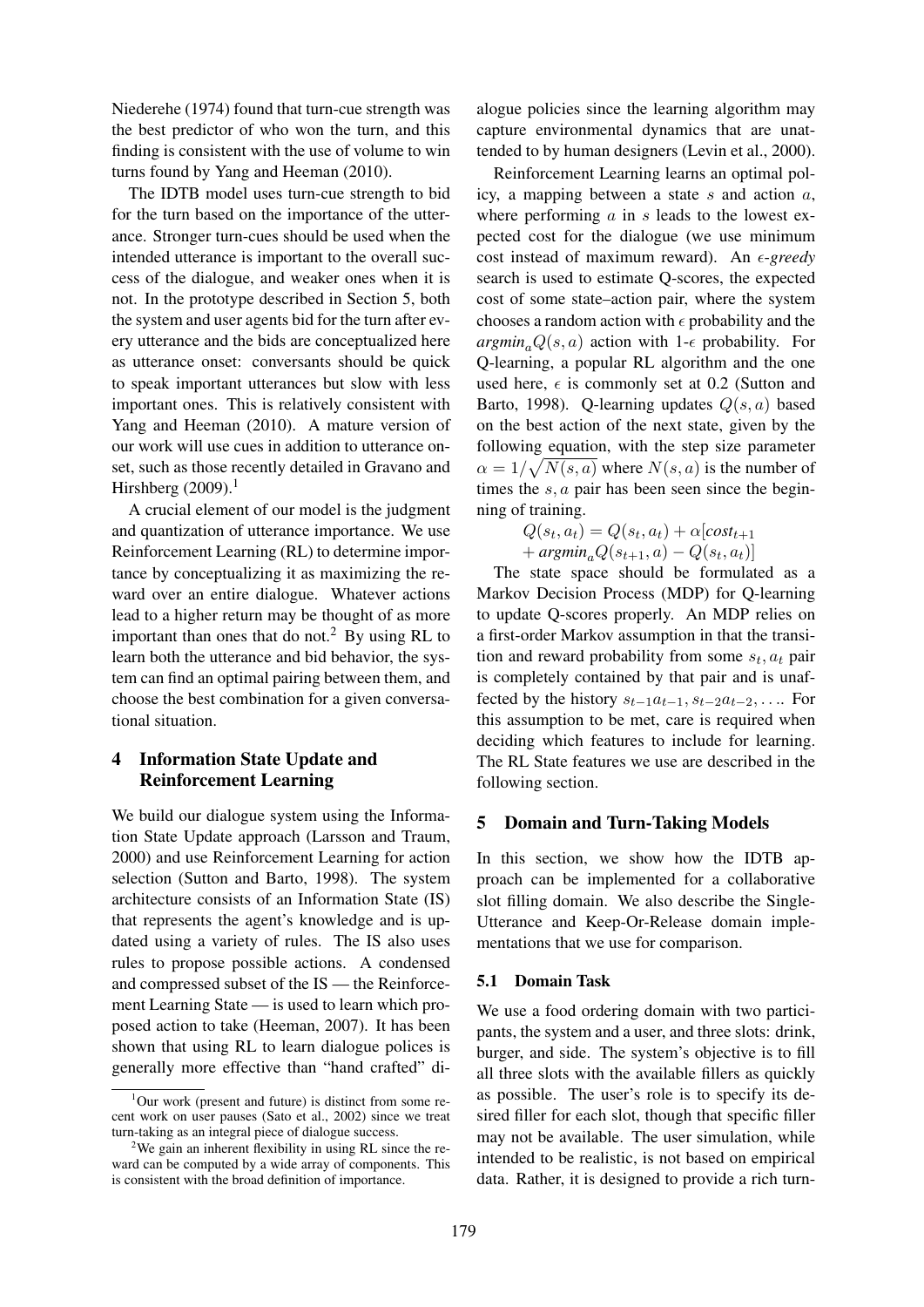Niederehe (1974) found that turn-cue strength was the best predictor of who won the turn, and this finding is consistent with the use of volume to win turns found by Yang and Heeman (2010).

The IDTB model uses turn-cue strength to bid for the turn based on the importance of the utterance. Stronger turn-cues should be used when the intended utterance is important to the overall success of the dialogue, and weaker ones when it is not. In the prototype described in Section 5, both the system and user agents bid for the turn after every utterance and the bids are conceptualized here as utterance onset: conversants should be quick to speak important utterances but slow with less important ones. This is relatively consistent with Yang and Heeman (2010). A mature version of our work will use cues in addition to utterance onset, such as those recently detailed in Gravano and Hirshberg (2009).[1]

A crucial element of our model is the judgment and quantization of utterance importance. We use Reinforcement Learning (RL) to determine importance by conceptualizing it as maximizing the reward over an entire dialogue. Whatever actions lead to a higher return may be thought of as more important than ones that do not.[2] By using RL to learn both the utterance and bid behavior, the system can find an optimal pairing between them, and choose the best combination for a given conversational situation.

## 4 Information State Update and Reinforcement Learning

We build our dialogue system using the Information State Update approach (Larsson and Traum, 2000) and use Reinforcement Learning for action selection (Sutton and Barto, 1998). The system architecture consists of an Information State (IS) that represents the agent's knowledge and is updated using a variety of rules. The IS also uses rules to propose possible actions. A condensed and compressed subset of the IS — the Reinforcement Learning State — is used to learn which proposed action to take (Heeman, 2007). It has been shown that using RL to learn dialogue polices is generally more effective than "hand crafted" dialogue policies since the learning algorithm may capture environmental dynamics that are unattended to by human designers (Levin et al., 2000).

Reinforcement Learning learns an optimal policy, a mapping between a state $s$ and action $a$, where performing $a$ in $s$ leads to the lowest expected cost for the dialogue (we use minimum cost instead of maximum reward). An $\epsilon$-*greedy* search is used to estimate Q-scores, the expected cost of some state–action pair, where the system chooses a random action with $\epsilon$ probability and the $argmin_a Q(s, a)$ action with 1-$\epsilon$ probability. For Q-learning, a popular RL algorithm and the one used here, $\epsilon$ is commonly set at 0.2 (Sutton and Barto, 1998). Q-learning updates $Q(s, a)$ based on the best action of the next state, given by the following equation, with the step size parameter $\alpha = 1/\sqrt{N(s, a)}$ where $N(s, a)$ is the number of times the $s, a$ pair has been seen since the beginning of training.

$$Q(s_t, a_t) = Q(s_t, a_t) + \alpha[cost_{t+1} + argmin_a Q(s_{t+1}, a) - Q(s_t, a_t)]$$

The state space should be formulated as a Markov Decision Process (MDP) for Q-learning to update Q-scores properly. An MDP relies on a first-order Markov assumption in that the transition and reward probability from some $s_t, a_t$ pair is completely contained by that pair and is unaffected by the history $s_{t-1}a_{t-1}, s_{t-2}a_{t-2}, \ldots$. For this assumption to be met, care is required when deciding which features to include for learning. The RL State features we use are described in the following section.

## 5 Domain and Turn-Taking Models

In this section, we show how the IDTB approach can be implemented for a collaborative slot filling domain. We also describe the Single-Utterance and Keep-Or-Release domain implementations that we use for comparison.

### 5.1 Domain Task

We use a food ordering domain with two participants, the system and a user, and three slots: drink, burger, and side. The system's objective is to fill all three slots with the available fillers as quickly as possible. The user's role is to specify its desired filler for each slot, though that specific filler may not be available. The user simulation, while intended to be realistic, is not based on empirical data. Rather, it is designed to provide a rich turn-

[1] Our work (present and future) is distinct from some recent work on user pauses (Sato et al., 2002) since we treat turn-taking as an integral piece of dialogue success.

[2] We gain an inherent flexibility in using RL since the reward can be computed by a wide array of components. This is consistent with the broad definition of importance.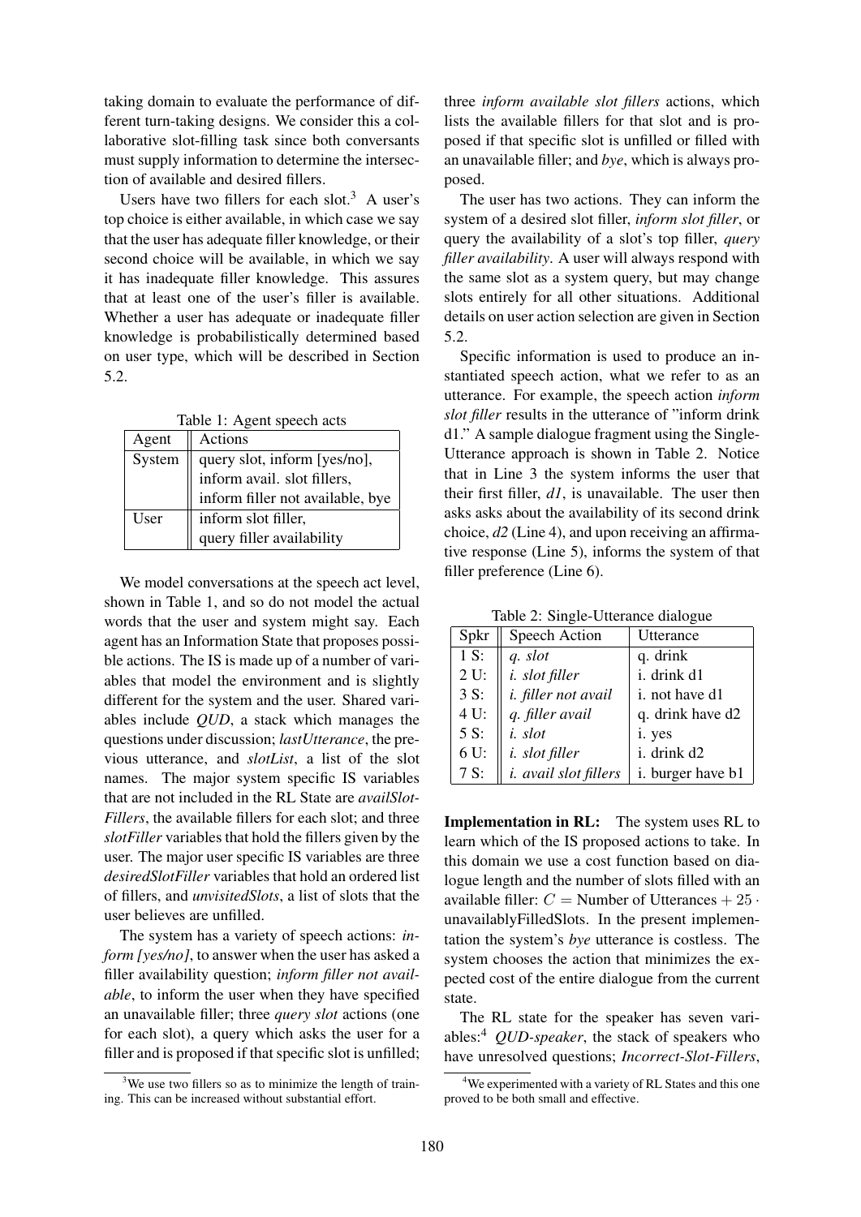taking domain to evaluate the performance of different turn-taking designs. We consider this a collaborative slot-filling task since both conversants must supply information to determine the intersection of available and desired fillers.

Users have two fillers for each slot.[3] A user's top choice is either available, in which case we say that the user has adequate filler knowledge, or their second choice will be available, in which we say it has inadequate filler knowledge. This assures that at least one of the user's filler is available. Whether a user has adequate or inadequate filler knowledge is probabilistically determined based on user type, which will be described in Section 5.2.

Table 1: Agent speech acts

| Agent | Actions |
|---|---|
| System | query slot, inform [yes/no], inform avail. slot fillers, inform filler not available, bye |
| User | inform slot filler, query filler availability |

We model conversations at the speech act level, shown in Table 1, and so do not model the actual words that the user and system might say. Each agent has an Information State that proposes possible actions. The IS is made up of a number of variables that model the environment and is slightly different for the system and the user. Shared variables include *QUD*, a stack which manages the questions under discussion; *lastUtterance*, the previous utterance, and *slotList*, a list of the slot names. The major system specific IS variables that are not included in the RL State are *availSlotFillers*, the available fillers for each slot; and three *slotFiller* variables that hold the fillers given by the user. The major user specific IS variables are three *desiredSlotFiller* variables that hold an ordered list of fillers, and *unvisitedSlots*, a list of slots that the user believes are unfilled.

The system has a variety of speech actions: *inform [yes/no]*, to answer when the user has asked a filler availability question; *inform filler not available*, to inform the user when they have specified an unavailable filler; three *query slot* actions (one for each slot), a query which asks the user for a filler and is proposed if that specific slot is unfilled; three *inform available slot fillers* actions, which lists the available fillers for that slot and is proposed if that specific slot is unfilled or filled with an unavailable filler; and *bye*, which is always proposed.

The user has two actions. They can inform the system of a desired slot filler, *inform slot filler*, or query the availability of a slot's top filler, *query filler availability*. A user will always respond with the same slot as a system query, but may change slots entirely for all other situations. Additional details on user action selection are given in Section 5.2.

Specific information is used to produce an instantiated speech action, what we refer to as an utterance. For example, the speech action *inform slot filler* results in the utterance of "inform drink d1." A sample dialogue fragment using the Single-Utterance approach is shown in Table 2. Notice that in Line 3 the system informs the user that their first filler, *d1*, is unavailable. The user then asks asks about the availability of its second drink choice, *d2* (Line 4), and upon receiving an affirmative response (Line 5), informs the system of that filler preference (Line 6).

Table 2: Single-Utterance dialogue

| Spkr | Speech Action | Utterance |
|---|---|---|
| 1 S: | *q. slot* | q. drink |
| 2 U: | *i. slot filler* | i. drink d1 |
| 3 S: | *i. filler not avail* | i. not have d1 |
| 4 U: | *q. filler avail* | q. drink have d2 |
| 5 S: | *i. slot* | i. yes |
| 6 U: | *i. slot filler* | i. drink d2 |
| 7 S: | *i. avail slot fillers* | i. burger have b1 |

**Implementation in RL:** The system uses RL to learn which of the IS proposed actions to take. In this domain we use a cost function based on dialogue length and the number of slots filled with an available filler: $C = \text{Number of Utterances} + 25 \cdot \text{unavailablyFilledSlots}$. In the present implementation the system's *bye* utterance is costless. The system chooses the action that minimizes the expected cost of the entire dialogue from the current state.

The RL state for the speaker has seven variables:[4] *QUD-speaker*, the stack of speakers who have unresolved questions; *Incorrect-Slot-Fillers*,

[3] We use two fillers so as to minimize the length of training. This can be increased without substantial effort.

[4] We experimented with a variety of RL States and this one proved to be both small and effective.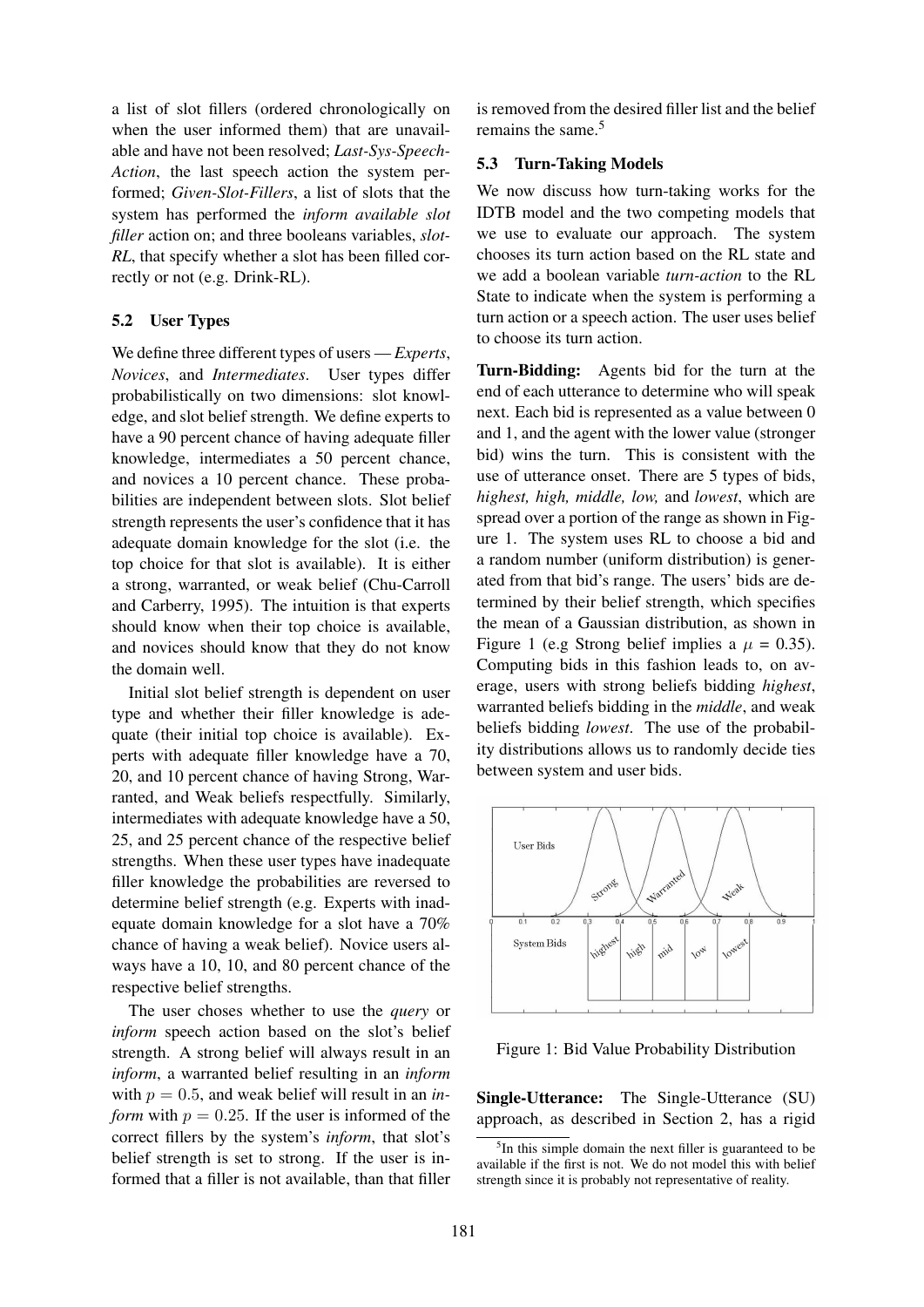a list of slot fillers (ordered chronologically on when the user informed them) that are unavailable and have not been resolved; *Last-Sys-Speech-Action*, the last speech action the system performed; *Given-Slot-Fillers*, a list of slots that the system has performed the *inform available slot filler* action on; and three booleans variables, *slot-RL*, that specify whether a slot has been filled correctly or not (e.g. Drink-RL).

### 5.2 User Types

We define three different types of users — *Experts*, *Novices*, and *Intermediates*. User types differ probabilistically on two dimensions: slot knowledge, and slot belief strength. We define experts to have a 90 percent chance of having adequate filler knowledge, intermediates a 50 percent chance, and novices a 10 percent chance. These probabilities are independent between slots. Slot belief strength represents the user's confidence that it has adequate domain knowledge for the slot (i.e. the top choice for that slot is available). It is either a strong, warranted, or weak belief (Chu-Carroll and Carberry, 1995). The intuition is that experts should know when their top choice is available, and novices should know that they do not know the domain well.

Initial slot belief strength is dependent on user type and whether their filler knowledge is adequate (their initial top choice is available). Experts with adequate filler knowledge have a 70, 20, and 10 percent chance of having Strong, Warranted, and Weak beliefs respectfully. Similarly, intermediates with adequate knowledge have a 50, 25, and 25 percent chance of the respective belief strengths. When these user types have inadequate filler knowledge the probabilities are reversed to determine belief strength (e.g. Experts with inadequate domain knowledge for a slot have a 70% chance of having a weak belief). Novice users always have a 10, 10, and 80 percent chance of the respective belief strengths.

The user choses whether to use the *query* or *inform* speech action based on the slot's belief strength. A strong belief will always result in an *inform*, a warranted belief resulting in an *inform* with $p = 0.5$, and weak belief will result in an *inform* with $p = 0.25$. If the user is informed of the correct fillers by the system's *inform*, that slot's belief strength is set to strong. If the user is informed that a filler is not available, than that filler is removed from the desired filler list and the belief remains the same.[5]

### 5.3 Turn-Taking Models

We now discuss how turn-taking works for the IDTB model and the two competing models that we use to evaluate our approach. The system chooses its turn action based on the RL state and we add a boolean variable *turn-action* to the RL State to indicate when the system is performing a turn action or a speech action. The user uses belief to choose its turn action.

**Turn-Bidding:** Agents bid for the turn at the end of each utterance to determine who will speak next. Each bid is represented as a value between 0 and 1, and the agent with the lower value (stronger bid) wins the turn. This is consistent with the use of utterance onset. There are 5 types of bids, *highest, high, middle, low,* and *lowest*, which are spread over a portion of the range as shown in Figure 1. The system uses RL to choose a bid and a random number (uniform distribution) is generated from that bid's range. The users' bids are determined by their belief strength, which specifies the mean of a Gaussian distribution, as shown in Figure 1 (e.g Strong belief implies a $\mu$ = 0.35). Computing bids in this fashion leads to, on average, users with strong beliefs bidding *highest*, warranted beliefs bidding in the *middle*, and weak beliefs bidding *lowest*. The use of the probability distributions allows us to randomly decide ties between system and user bids.

Figure 1: Bid Value Probability Distribution

**Single-Utterance:** The Single-Utterance (SU) approach, as described in Section 2, has a rigid

[5]In this simple domain the next filler is guaranteed to be available if the first is not. We do not model this with belief strength since it is probably not representative of reality.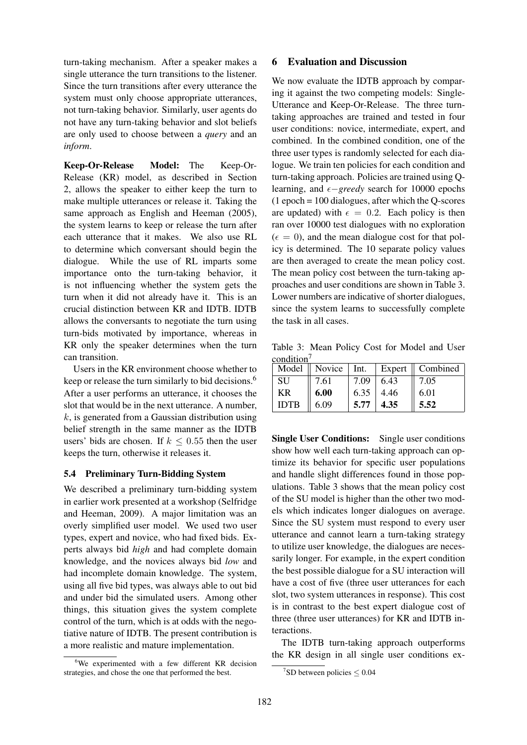turn-taking mechanism. After a speaker makes a single utterance the turn transitions to the listener. Since the turn transitions after every utterance the system must only choose appropriate utterances, not turn-taking behavior. Similarly, user agents do not have any turn-taking behavior and slot beliefs are only used to choose between a *query* and an *inform*.

**Keep-Or-Release Model:** The Keep-Or-Release (KR) model, as described in Section 2, allows the speaker to either keep the turn to make multiple utterances or release it. Taking the same approach as English and Heeman (2005), the system learns to keep or release the turn after each utterance that it makes. We also use RL to determine which conversant should begin the dialogue. While the use of RL imparts some importance onto the turn-taking behavior, it is not influencing whether the system gets the turn when it did not already have it. This is an crucial distinction between KR and IDTB. IDTB allows the conversants to negotiate the turn using turn-bids motivated by importance, whereas in KR only the speaker determines when the turn can transition.

Users in the KR environment choose whether to keep or release the turn similarly to bid decisions.[6] After a user performs an utterance, it chooses the slot that would be in the next utterance. A number, $k$, is generated from a Gaussian distribution using belief strength in the same manner as the IDTB users' bids are chosen. If $k \leq 0.55$ then the user keeps the turn, otherwise it releases it.

### 5.4 Preliminary Turn-Bidding System

We described a preliminary turn-bidding system in earlier work presented at a workshop (Selfridge and Heeman, 2009). A major limitation was an overly simplified user model. We used two user types, expert and novice, who had fixed bids. Experts always bid *high* and had complete domain knowledge, and the novices always bid *low* and had incomplete domain knowledge. The system, using all five bid types, was always able to out bid and under bid the simulated users. Among other things, this situation gives the system complete control of the turn, which is at odds with the negotiative nature of IDTB. The present contribution is a more realistic and mature implementation.

[6] We experimented with a few different KR decision strategies, and chose the one that performed the best.

## 6 Evaluation and Discussion

We now evaluate the IDTB approach by comparing it against the two competing models: Single-Utterance and Keep-Or-Release. The three turn-taking approaches are trained and tested in four user conditions: novice, intermediate, expert, and combined. In the combined condition, one of the three user types is randomly selected for each dialogue. We train ten policies for each condition and turn-taking approach. Policies are trained using Q-learning, and $\epsilon-$*greedy* search for 10000 epochs (1 epoch = 100 dialogues, after which the Q-scores are updated) with $\epsilon = 0.2$. Each policy is then ran over 10000 test dialogues with no exploration ($\epsilon = 0$), and the mean dialogue cost for that policy is determined. The 10 separate policy values are then averaged to create the mean policy cost. The mean policy cost between the turn-taking approaches and user conditions are shown in Table 3. Lower numbers are indicative of shorter dialogues, since the system learns to successfully complete the task in all cases.

Table 3: Mean Policy Cost for Model and User condition[7]

| Model | Novice | Int. | Expert | Combined |
|---|---|---|---|---|
| SU | 7.61 | 7.09 | 6.43 | 7.05 |
| KR | **6.00** | 6.35 | 4.46 | 6.01 |
| IDTB | 6.09 | **5.77** | **4.35** | **5.52** |

**Single User Conditions:** Single user conditions show how well each turn-taking approach can optimize its behavior for specific user populations and handle slight differences found in those populations. Table 3 shows that the mean policy cost of the SU model is higher than the other two models which indicates longer dialogues on average. Since the SU system must respond to every user utterance and cannot learn a turn-taking strategy to utilize user knowledge, the dialogues are necessarily longer. For example, in the expert condition the best possible dialogue for a SU interaction will have a cost of five (three user utterances for each slot, two system utterances in response). This cost is in contrast to the best expert dialogue cost of three (three user utterances) for KR and IDTB interactions.

The IDTB turn-taking approach outperforms the KR design in all single user conditions ex-

[7] SD between policies $\leq 0.04$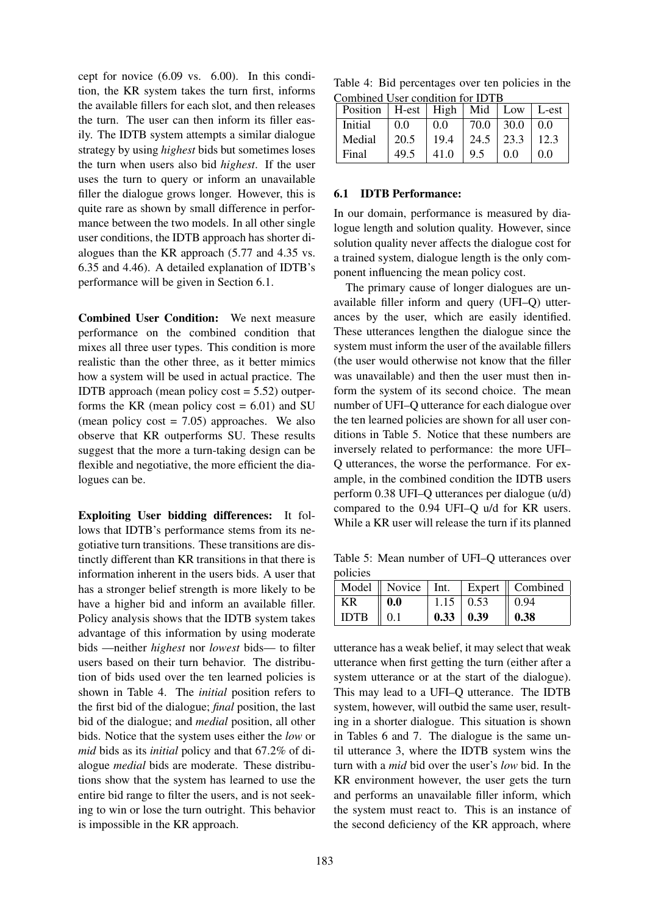cept for novice (6.09 vs. 6.00). In this condition, the KR system takes the turn first, informs the available fillers for each slot, and then releases the turn. The user can then inform its filler easily. The IDTB system attempts a similar dialogue strategy by using *highest* bids but sometimes loses the turn when users also bid *highest*. If the user uses the turn to query or inform an unavailable filler the dialogue grows longer. However, this is quite rare as shown by small difference in performance between the two models. In all other single user conditions, the IDTB approach has shorter dialogues than the KR approach (5.77 and 4.35 vs. 6.35 and 4.46). A detailed explanation of IDTB's performance will be given in Section 6.1.

**Combined User Condition:** We next measure performance on the combined condition that mixes all three user types. This condition is more realistic than the other three, as it better mimics how a system will be used in actual practice. The IDTB approach (mean policy cost = 5.52) outperforms the KR (mean policy cost = 6.01) and SU (mean policy cost = 7.05) approaches. We also observe that KR outperforms SU. These results suggest that the more a turn-taking design can be flexible and negotiative, the more efficient the dialogues can be.

**Exploiting User bidding differences:** It follows that IDTB's performance stems from its negotiative turn transitions. These transitions are distinctly different than KR transitions in that there is information inherent in the users bids. A user that has a stronger belief strength is more likely to be have a higher bid and inform an available filler. Policy analysis shows that the IDTB system takes advantage of this information by using moderate bids —neither *highest* nor *lowest* bids— to filter users based on their turn behavior. The distribution of bids used over the ten learned policies is shown in Table 4. The *initial* position refers to the first bid of the dialogue; *final* position, the last bid of the dialogue; and *medial* position, all other bids. Notice that the system uses either the *low* or *mid* bids as its *initial* policy and that 67.2% of dialogue *medial* bids are moderate. These distributions show that the system has learned to use the entire bid range to filter the users, and is not seeking to win or lose the turn outright. This behavior is impossible in the KR approach.

Table 4: Bid percentages over ten policies in the Combined User condition for IDTB

| Position | H-est | High | Mid | Low | L-est |
|---|---|---|---|---|---|
| Initial | 0.0 | 0.0 | 70.0 | 30.0 | 0.0 |
| Medial | 20.5 | 19.4 | 24.5 | 23.3 | 12.3 |
| Final | 49.5 | 41.0 | 9.5 | 0.0 | 0.0 |

### 6.1 IDTB Performance:

In our domain, performance is measured by dialogue length and solution quality. However, since solution quality never affects the dialogue cost for a trained system, dialogue length is the only component influencing the mean policy cost.

The primary cause of longer dialogues are unavailable filler inform and query (UFI–Q) utterances by the user, which are easily identified. These utterances lengthen the dialogue since the system must inform the user of the available fillers (the user would otherwise not know that the filler was unavailable) and then the user must then inform the system of its second choice. The mean number of UFI–Q utterance for each dialogue over the ten learned policies are shown for all user conditions in Table 5. Notice that these numbers are inversely related to performance: the more UFI–Q utterances, the worse the performance. For example, in the combined condition the IDTB users perform 0.38 UFI–Q utterances per dialogue (u/d) compared to the 0.94 UFI–Q u/d for KR users. While a KR user will release the turn if its planned

Table 5: Mean number of UFI–Q utterances over policies

| Model | Novice | Int. | Expert | Combined |
|---|---|---|---|---|
| KR | **0.0** | 1.15 | 0.53 | 0.94 |
| IDTB | 0.1 | **0.33** | **0.39** | **0.38** |

utterance has a weak belief, it may select that weak utterance when first getting the turn (either after a system utterance or at the start of the dialogue). This may lead to a UFI–Q utterance. The IDTB system, however, will outbid the same user, resulting in a shorter dialogue. This situation is shown in Tables 6 and 7. The dialogue is the same until utterance 3, where the IDTB system wins the turn with a *mid* bid over the user's *low* bid. In the KR environment however, the user gets the turn and performs an unavailable filler inform, which the system must react to. This is an instance of the second deficiency of the KR approach, where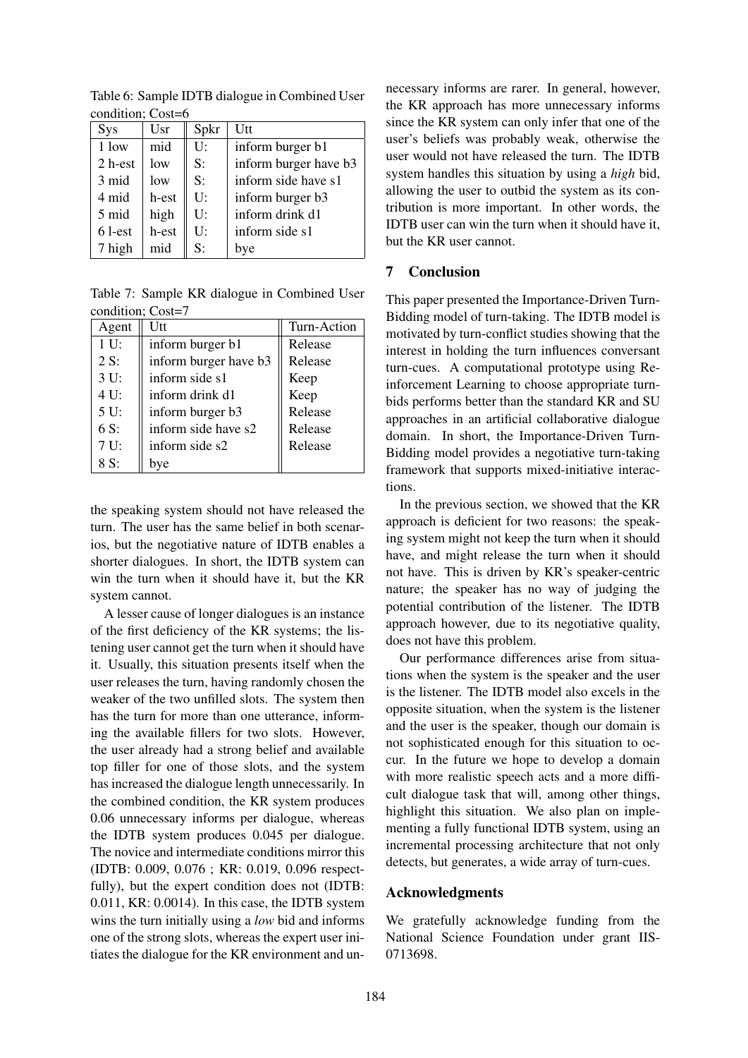Table 6: Sample IDTB dialogue in Combined User condition; Cost=6

| Sys | Usr | Spkr | Utt |
|---|---|---|---|
| 1 low | mid | U: | inform burger b1 |
| 2 h-est | low | S: | inform burger have b3 |
| 3 mid | low | S: | inform side have s1 |
| 4 mid | h-est | U: | inform burger b3 |
| 5 mid | high | U: | inform drink d1 |
| 6 l-est | h-est | U: | inform side s1 |
| 7 high | mid | S: | bye |

Table 7: Sample KR dialogue in Combined User condition; Cost=7

| Agent | Utt | Turn-Action |
|---|---|---|
| 1 U: | inform burger b1 | Release |
| 2 S: | inform burger have b3 | Release |
| 3 U: | inform side s1 | Keep |
| 4 U: | inform drink d1 | Keep |
| 5 U: | inform burger b3 | Release |
| 6 S: | inform side have s2 | Release |
| 7 U: | inform side s2 | Release |
| 8 S: | bye | |

the speaking system should not have released the turn. The user has the same belief in both scenarios, but the negotiative nature of IDTB enables a shorter dialogues. In short, the IDTB system can win the turn when it should have it, but the KR system cannot.

A lesser cause of longer dialogues is an instance of the first deficiency of the KR systems; the listening user cannot get the turn when it should have it. Usually, this situation presents itself when the user releases the turn, having randomly chosen the weaker of the two unfilled slots. The system then has the turn for more than one utterance, informing the available fillers for two slots. However, the user already had a strong belief and available top filler for one of those slots, and the system has increased the dialogue length unnecessarily. In the combined condition, the KR system produces 0.06 unnecessary informs per dialogue, whereas the IDTB system produces 0.045 per dialogue. The novice and intermediate conditions mirror this (IDTB: 0.009, 0.076 ; KR: 0.019, 0.096 respectfully), but the expert condition does not (IDTB: 0.011, KR: 0.0014). In this case, the IDTB system wins the turn initially using a *low* bid and informs one of the strong slots, whereas the expert user initiates the dialogue for the KR environment and unnecessary informs are rarer. In general, however, the KR approach has more unnecessary informs since the KR system can only infer that one of the user's beliefs was probably weak, otherwise the user would not have released the turn. The IDTB system handles this situation by using a *high* bid, allowing the user to outbid the system as its contribution is more important. In other words, the IDTB user can win the turn when it should have it, but the KR user cannot.

## 7 Conclusion

This paper presented the Importance-Driven Turn-Bidding model of turn-taking. The IDTB model is motivated by turn-conflict studies showing that the interest in holding the turn influences conversant turn-cues. A computational prototype using Reinforcement Learning to choose appropriate turn-bids performs better than the standard KR and SU approaches in an artificial collaborative dialogue domain. In short, the Importance-Driven Turn-Bidding model provides a negotiative turn-taking framework that supports mixed-initiative interactions.

In the previous section, we showed that the KR approach is deficient for two reasons: the speaking system might not keep the turn when it should have, and might release the turn when it should not have. This is driven by KR's speaker-centric nature; the speaker has no way of judging the potential contribution of the listener. The IDTB approach however, due to its negotiative quality, does not have this problem.

Our performance differences arise from situations when the system is the speaker and the user is the listener. The IDTB model also excels in the opposite situation, when the system is the listener and the user is the speaker, though our domain is not sophisticated enough for this situation to occur. In the future we hope to develop a domain with more realistic speech acts and a more difficult dialogue task that will, among other things, highlight this situation. We also plan on implementing a fully functional IDTB system, using an incremental processing architecture that not only detects, but generates, a wide array of turn-cues.

## Acknowledgments

We gratefully acknowledge funding from the National Science Foundation under grant IIS-0713698.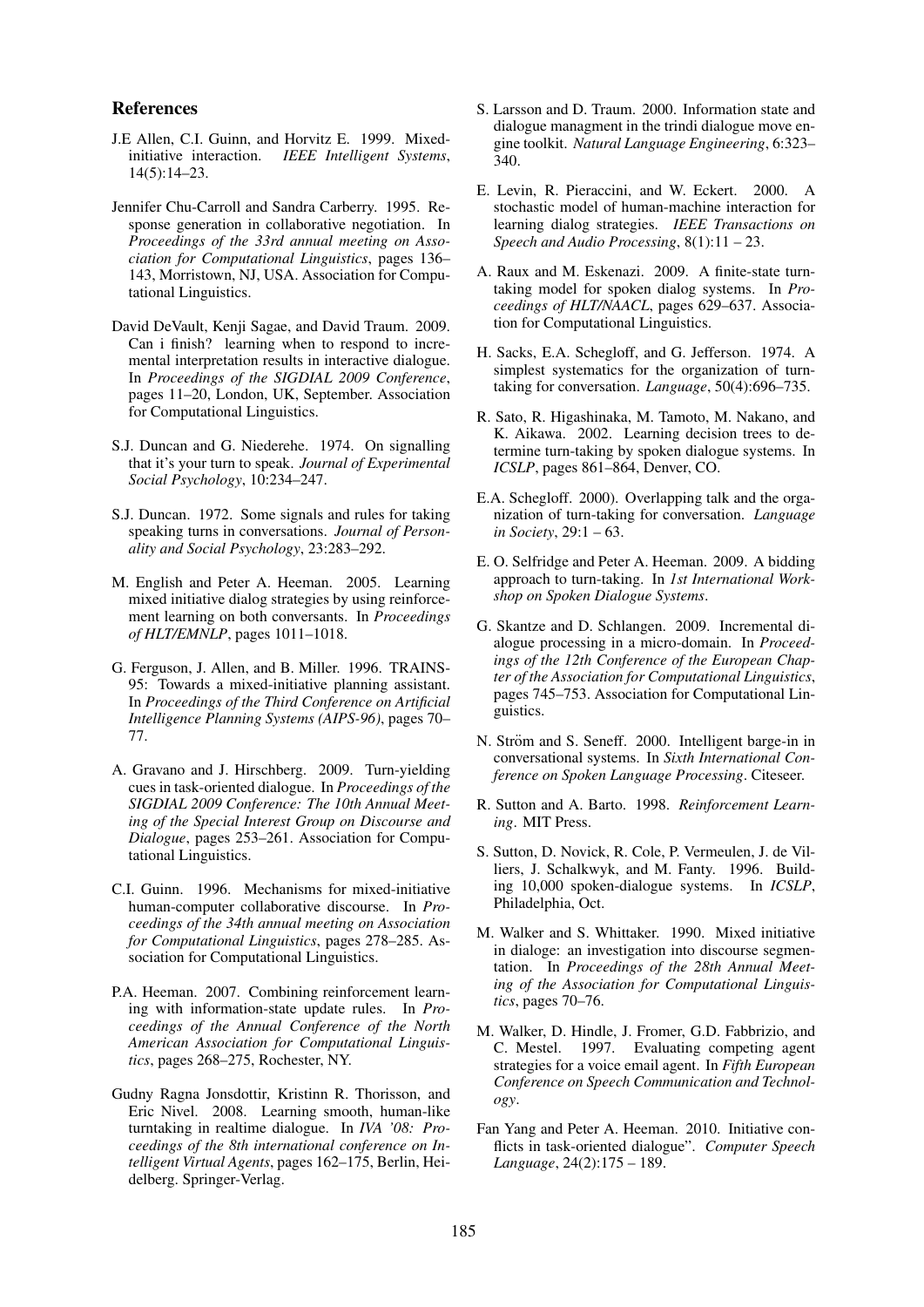## References

J.E Allen, C.I. Guinn, and Horvitz E. 1999. Mixed-initiative interaction. *IEEE Intelligent Systems*, 14(5):14–23.

Jennifer Chu-Carroll and Sandra Carberry. 1995. Response generation in collaborative negotiation. In *Proceedings of the 33rd annual meeting on Association for Computational Linguistics*, pages 136–143, Morristown, NJ, USA. Association for Computational Linguistics.

David DeVault, Kenji Sagae, and David Traum. 2009. Can i finish? learning when to respond to incremental interpretation results in interactive dialogue. In *Proceedings of the SIGDIAL 2009 Conference*, pages 11–20, London, UK, September. Association for Computational Linguistics.

S.J. Duncan and G. Niederehe. 1974. On signalling that it's your turn to speak. *Journal of Experimental Social Psychology*, 10:234–247.

S.J. Duncan. 1972. Some signals and rules for taking speaking turns in conversations. *Journal of Personality and Social Psychology*, 23:283–292.

M. English and Peter A. Heeman. 2005. Learning mixed initiative dialog strategies by using reinforcement learning on both conversants. In *Proceedings of HLT/EMNLP*, pages 1011–1018.

G. Ferguson, J. Allen, and B. Miller. 1996. TRAINS-95: Towards a mixed-initiative planning assistant. In *Proceedings of the Third Conference on Artificial Intelligence Planning Systems (AIPS-96)*, pages 70–77.

A. Gravano and J. Hirschberg. 2009. Turn-yielding cues in task-oriented dialogue. In *Proceedings of the SIGDIAL 2009 Conference: The 10th Annual Meeting of the Special Interest Group on Discourse and Dialogue*, pages 253–261. Association for Computational Linguistics.

C.I. Guinn. 1996. Mechanisms for mixed-initiative human-computer collaborative discourse. In *Proceedings of the 34th annual meeting on Association for Computational Linguistics*, pages 278–285. Association for Computational Linguistics.

P.A. Heeman. 2007. Combining reinforcement learning with information-state update rules. In *Proceedings of the Annual Conference of the North American Association for Computational Linguistics*, pages 268–275, Rochester, NY.

Gudny Ragna Jonsdottir, Kristinn R. Thorisson, and Eric Nivel. 2008. Learning smooth, human-like turntaking in realtime dialogue. In *IVA '08: Proceedings of the 8th international conference on Intelligent Virtual Agents*, pages 162–175, Berlin, Heidelberg. Springer-Verlag.

S. Larsson and D. Traum. 2000. Information state and dialogue managment in the trindi dialogue move engine toolkit. *Natural Language Engineering*, 6:323–340.

E. Levin, R. Pieraccini, and W. Eckert. 2000. A stochastic model of human-machine interaction for learning dialog strategies. *IEEE Transactions on Speech and Audio Processing*, 8(1):11 – 23.

A. Raux and M. Eskenazi. 2009. A finite-state turn-taking model for spoken dialog systems. In *Proceedings of HLT/NAACL*, pages 629–637. Association for Computational Linguistics.

H. Sacks, E.A. Schegloff, and G. Jefferson. 1974. A simplest systematics for the organization of turn-taking for conversation. *Language*, 50(4):696–735.

R. Sato, R. Higashinaka, M. Tamoto, M. Nakano, and K. Aikawa. 2002. Learning decision trees to determine turn-taking by spoken dialogue systems. In *ICSLP*, pages 861–864, Denver, CO.

E.A. Schegloff. 2000). Overlapping talk and the organization of turn-taking for conversation. *Language in Society*, 29:1 – 63.

E. O. Selfridge and Peter A. Heeman. 2009. A bidding approach to turn-taking. In *1st International Workshop on Spoken Dialogue Systems*.

G. Skantze and D. Schlangen. 2009. Incremental dialogue processing in a micro-domain. In *Proceedings of the 12th Conference of the European Chapter of the Association for Computational Linguistics*, pages 745–753. Association for Computational Linguistics.

N. Ström and S. Seneff. 2000. Intelligent barge-in in conversational systems. In *Sixth International Conference on Spoken Language Processing*. Citeseer.

R. Sutton and A. Barto. 1998. *Reinforcement Learning*. MIT Press.

S. Sutton, D. Novick, R. Cole, P. Vermeulen, J. de Villiers, J. Schalkwyk, and M. Fanty. 1996. Building 10,000 spoken-dialogue systems. In *ICSLP*, Philadelphia, Oct.

M. Walker and S. Whittaker. 1990. Mixed initiative in dialoge: an investigation into discourse segmentation. In *Proceedings of the 28th Annual Meeting of the Association for Computational Linguistics*, pages 70–76.

M. Walker, D. Hindle, J. Fromer, G.D. Fabbrizio, and C. Mestel. 1997. Evaluating competing agent strategies for a voice email agent. In *Fifth European Conference on Speech Communication and Technology*.

Fan Yang and Peter A. Heeman. 2010. Initiative conflicts in task-oriented dialogue". *Computer Speech Language*, 24(2):175 – 189.